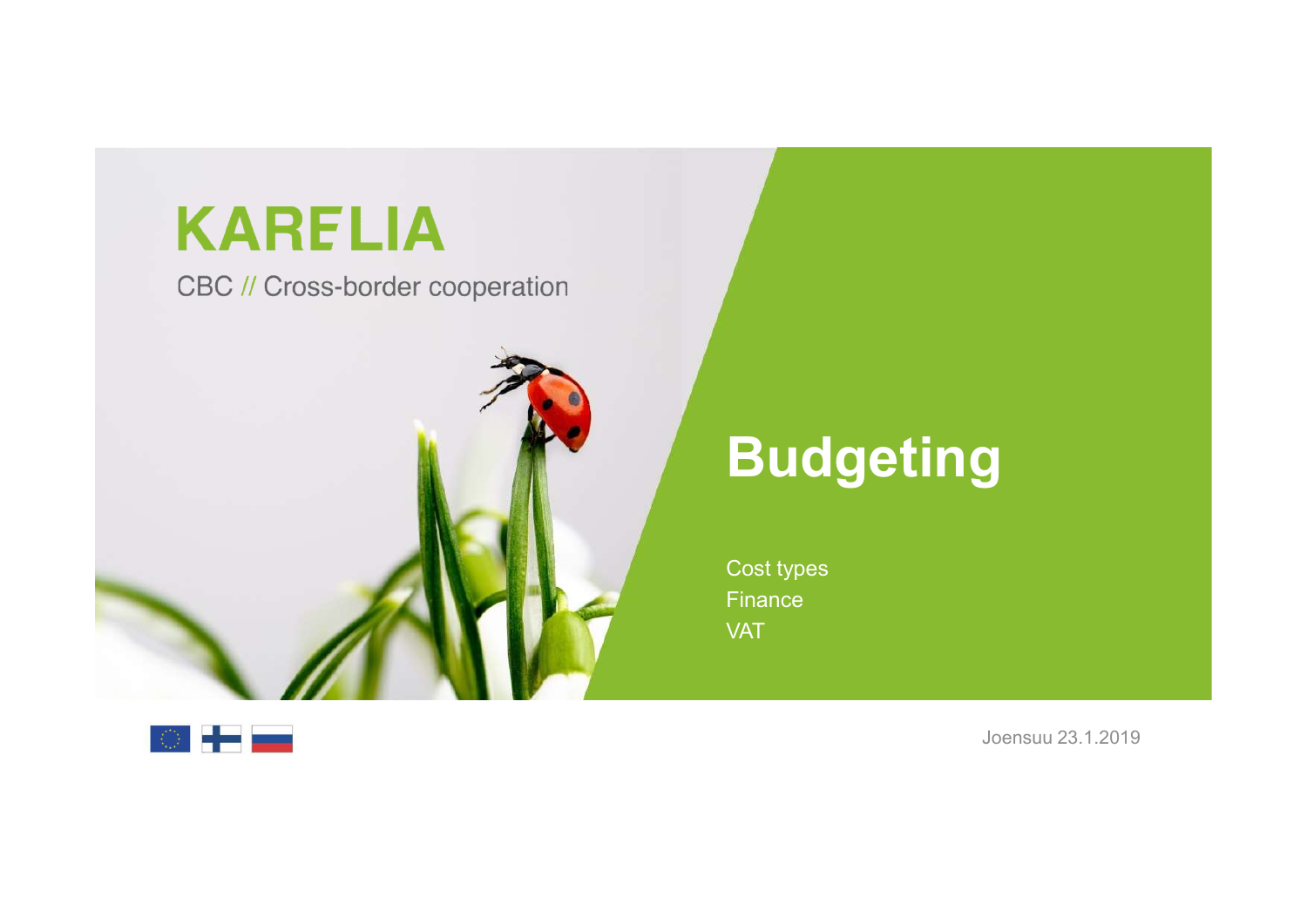KARELIA

CBC // Cross-border cooperation

# Budgeting

Cost types
Finance
VAT

Joensuu 23.1.2019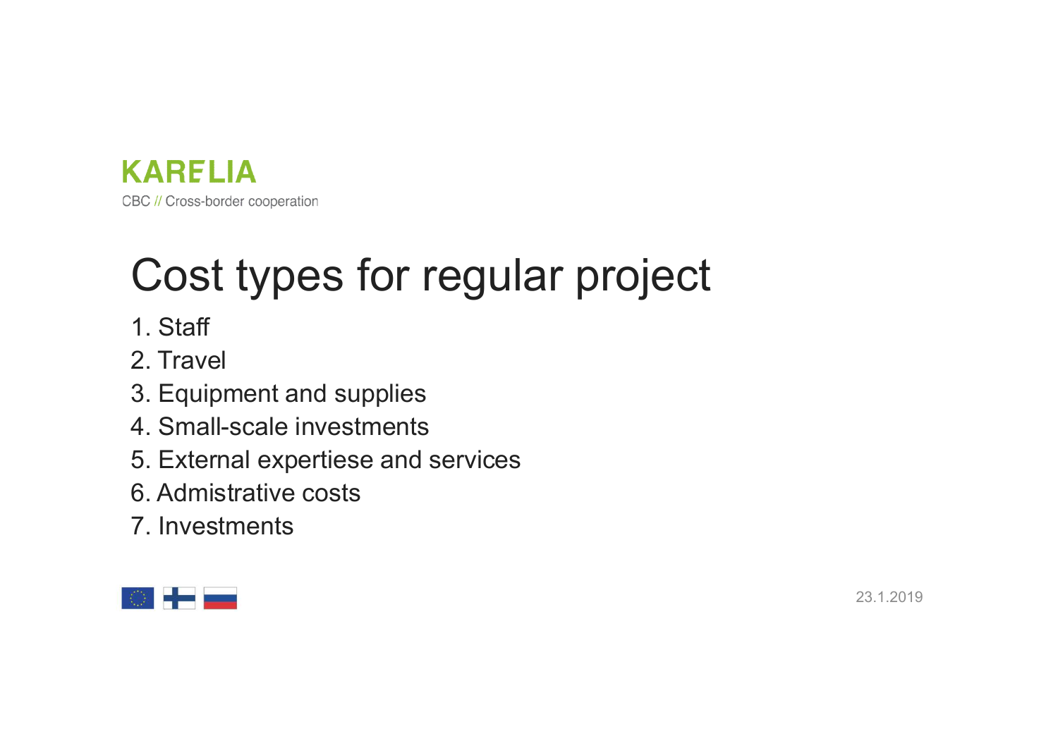KARELIA

CBC // Cross-border cooperation

# Cost types for regular project

1. Staff
2. Travel
3. Equipment and supplies
4. Small-scale investments
5. External expertiese and services
6. Admistrative costs
7. Investments

23.1.2019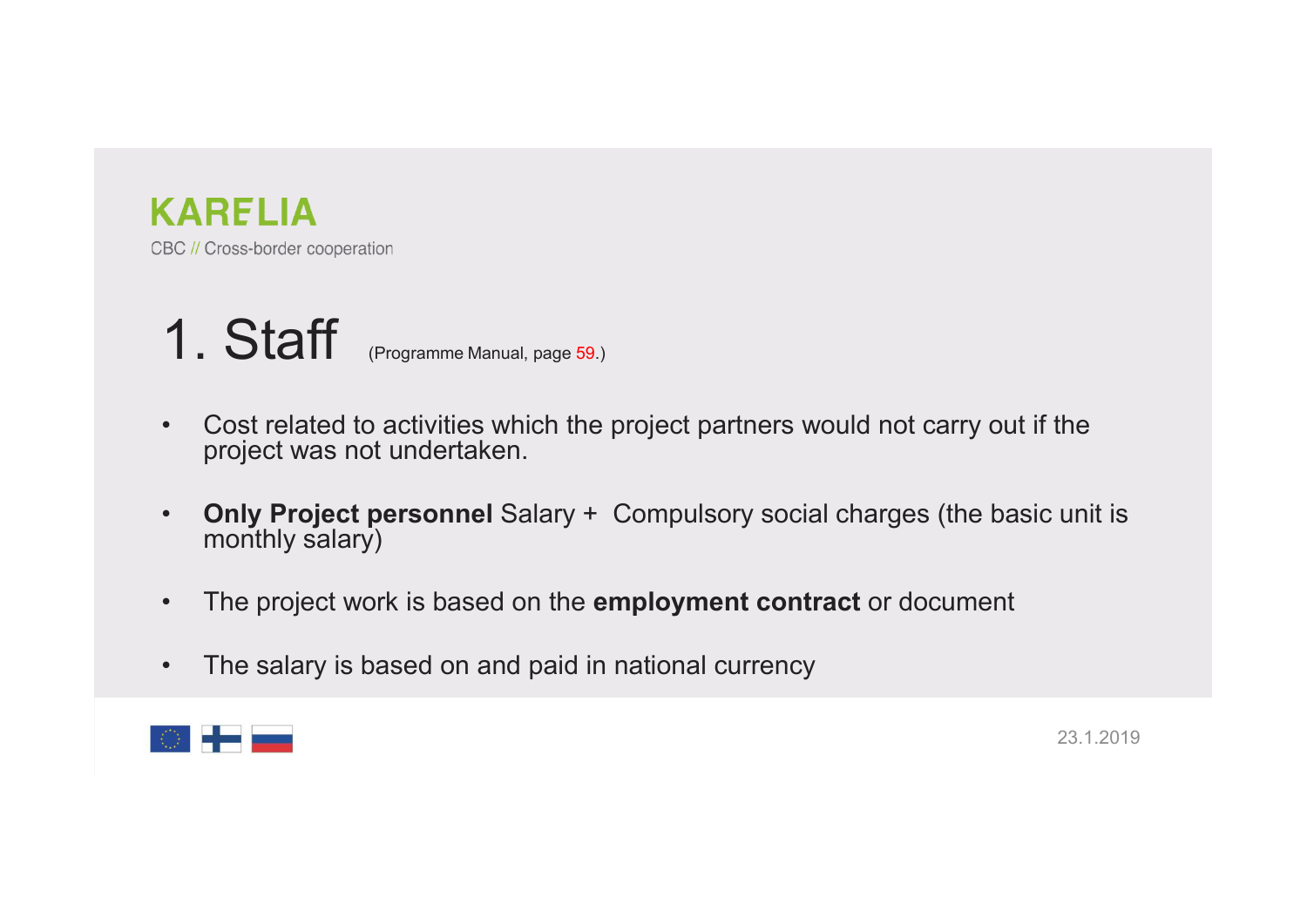# 1. Staff (Programme Manual, page 59.)

- Cost related to activities which the project partners would not carry out if the project was not undertaken.
- **Only Project personnel** Salary + Compulsory social charges (the basic unit is monthly salary)
- The project work is based on the **employment contract** or document
- The salary is based on and paid in national currency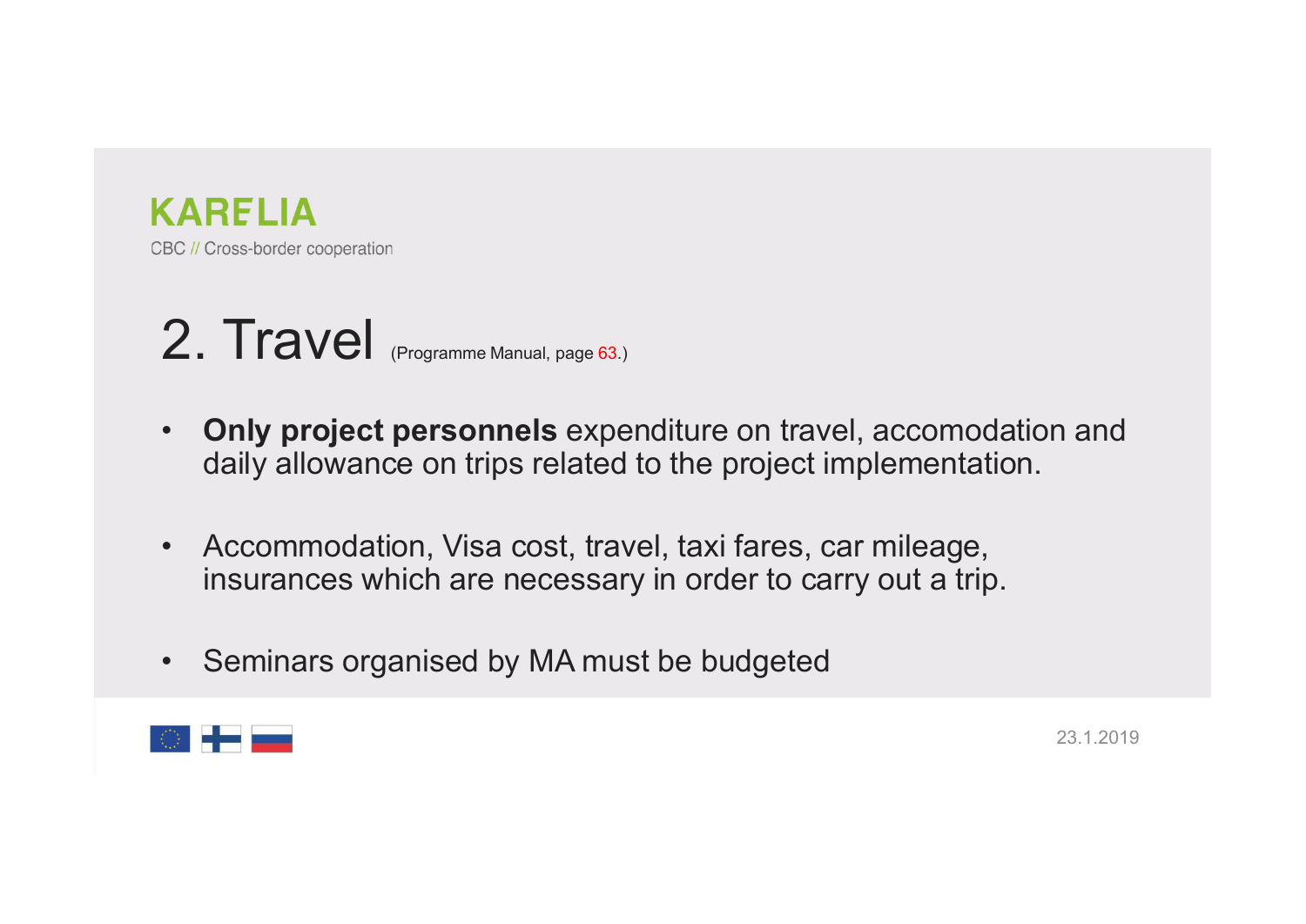## 2. Travel (Programme Manual, page 63.)

- **Only project personnels** expenditure on travel, accomodation and daily allowance on trips related to the project implementation.
- Accommodation, Visa cost, travel, taxi fares, car mileage, insurances which are necessary in order to carry out a trip.
- Seminars organised by MA must be budgeted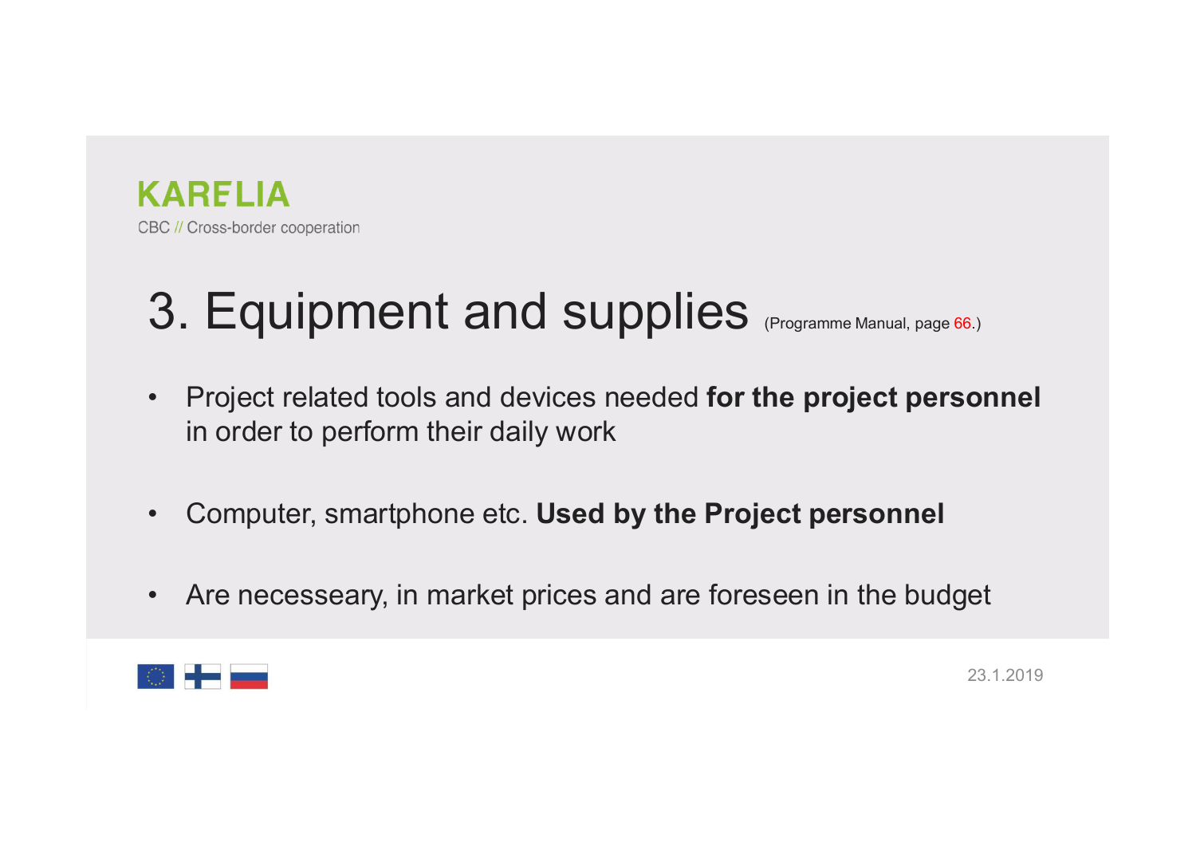KARELIA

CBC // Cross-border cooperation

# 3. Equipment and supplies (Programme Manual, page 66.)

- Project related tools and devices needed **for the project personnel** in order to perform their daily work

- Computer, smartphone etc. **Used by the Project personnel**

- Are necesseary, in market prices and are foreseen in the budget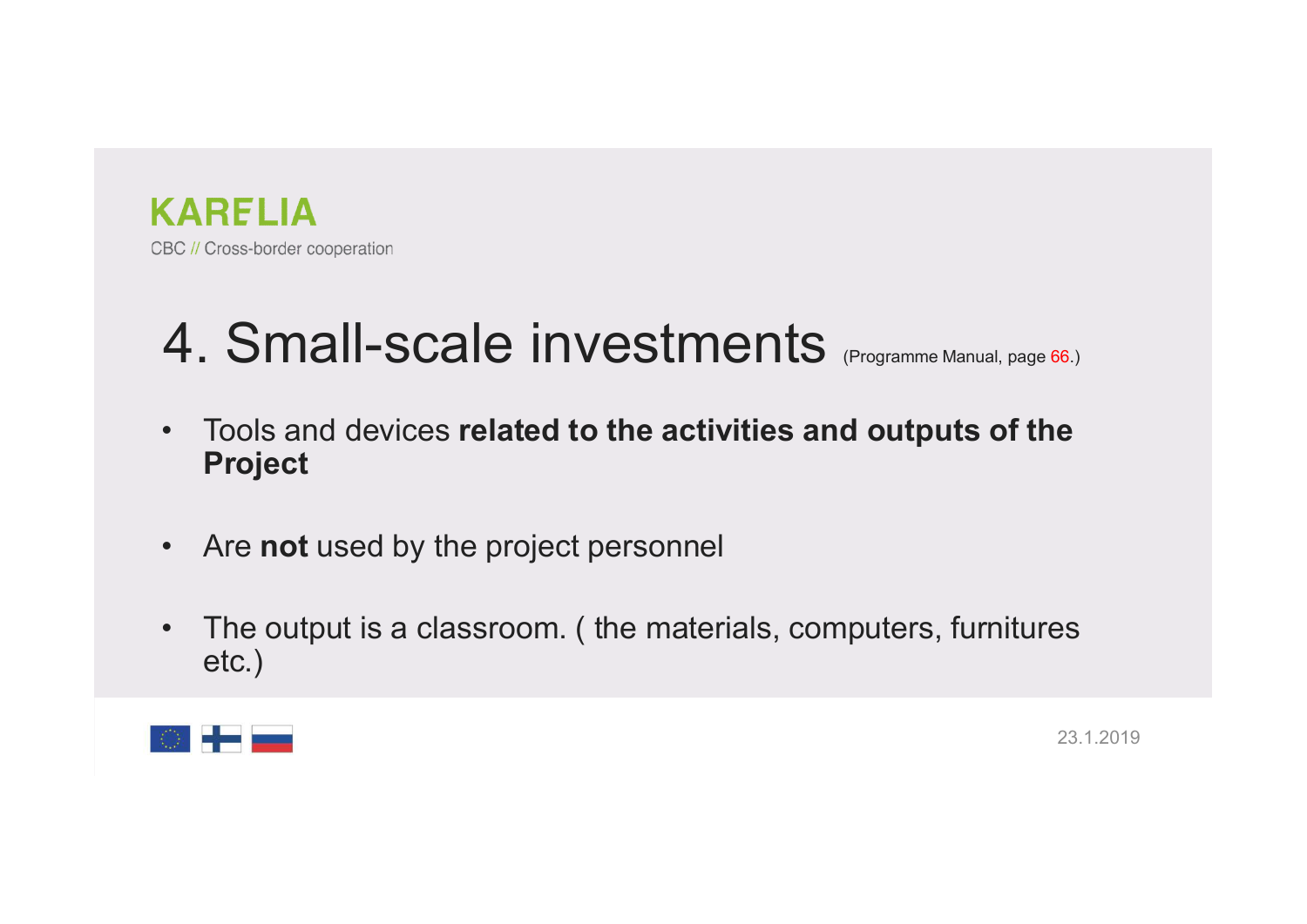# 4. Small-scale investments (Programme Manual, page 66.)

- Tools and devices **related to the activities and outputs of the Project**
- Are **not** used by the project personnel
- The output is a classroom. ( the materials, computers, furnitures etc.)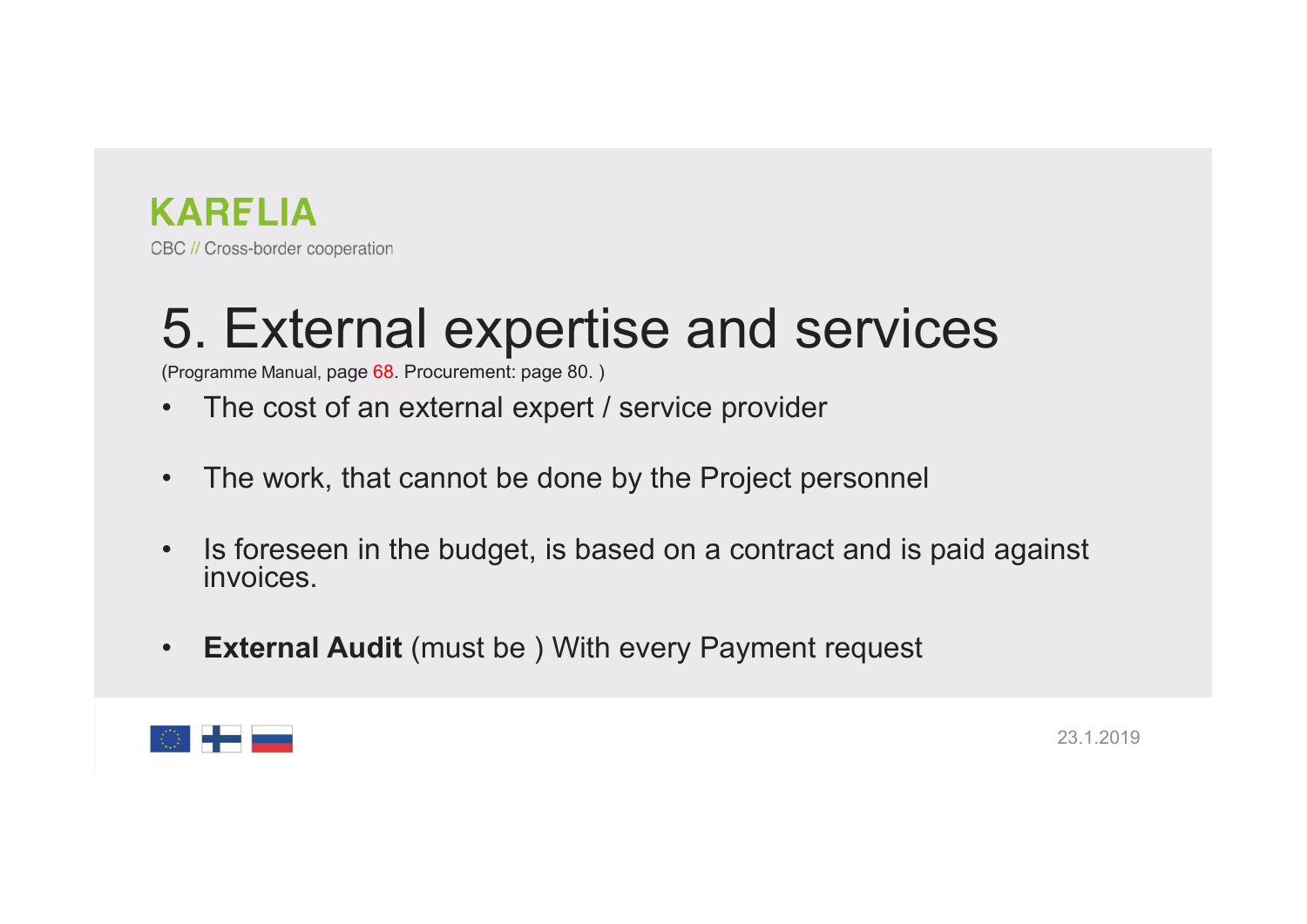# 5. External expertise and services

(Programme Manual, page 68. Procurement: page 80. )

- The cost of an external expert / service provider
- The work, that cannot be done by the Project personnel
- Is foreseen in the budget, is based on a contract and is paid against invoices.
- **External Audit** (must be ) With every Payment request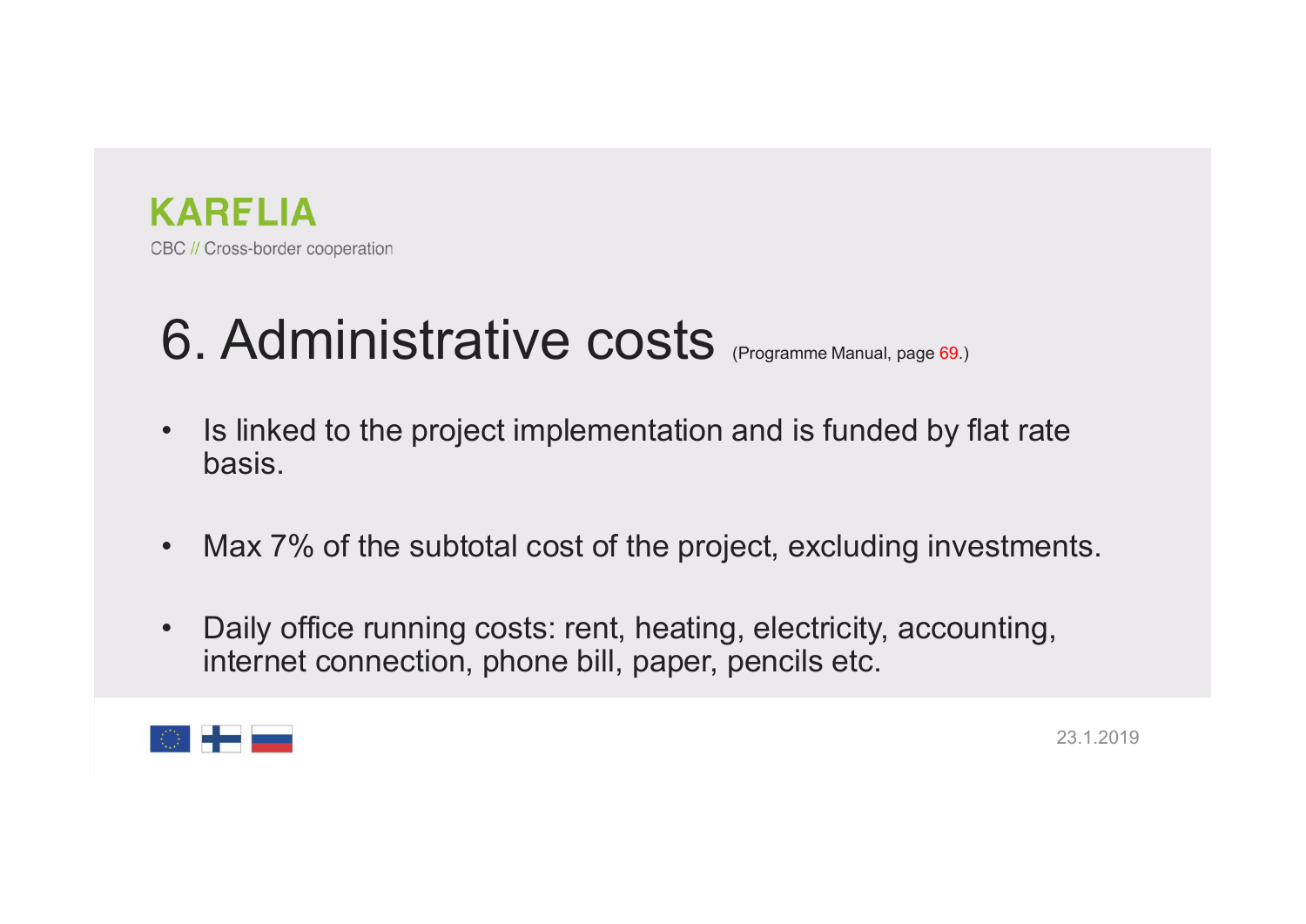# 6. Administrative costs (Programme Manual, page 69.)

- Is linked to the project implementation and is funded by flat rate basis.
- Max 7% of the subtotal cost of the project, excluding investments.
- Daily office running costs: rent, heating, electricity, accounting, internet connection, phone bill, paper, pencils etc.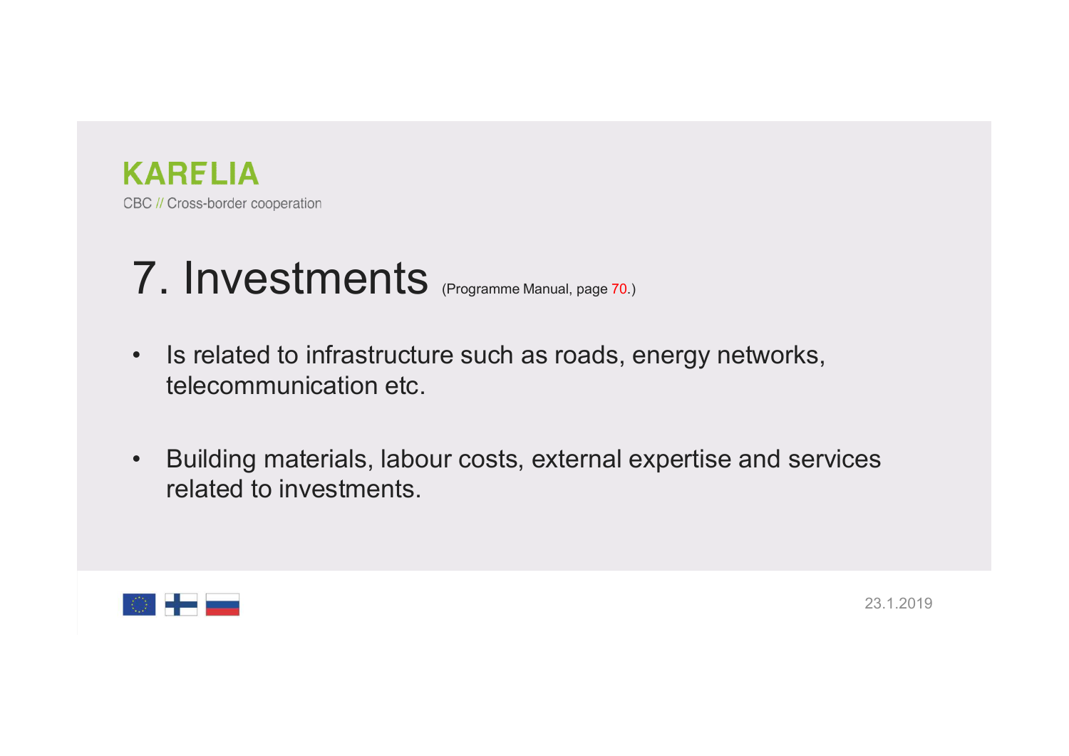# 7. Investments (Programme Manual, page 70.)

- Is related to infrastructure such as roads, energy networks, telecommunication etc.
- Building materials, labour costs, external expertise and services related to investments.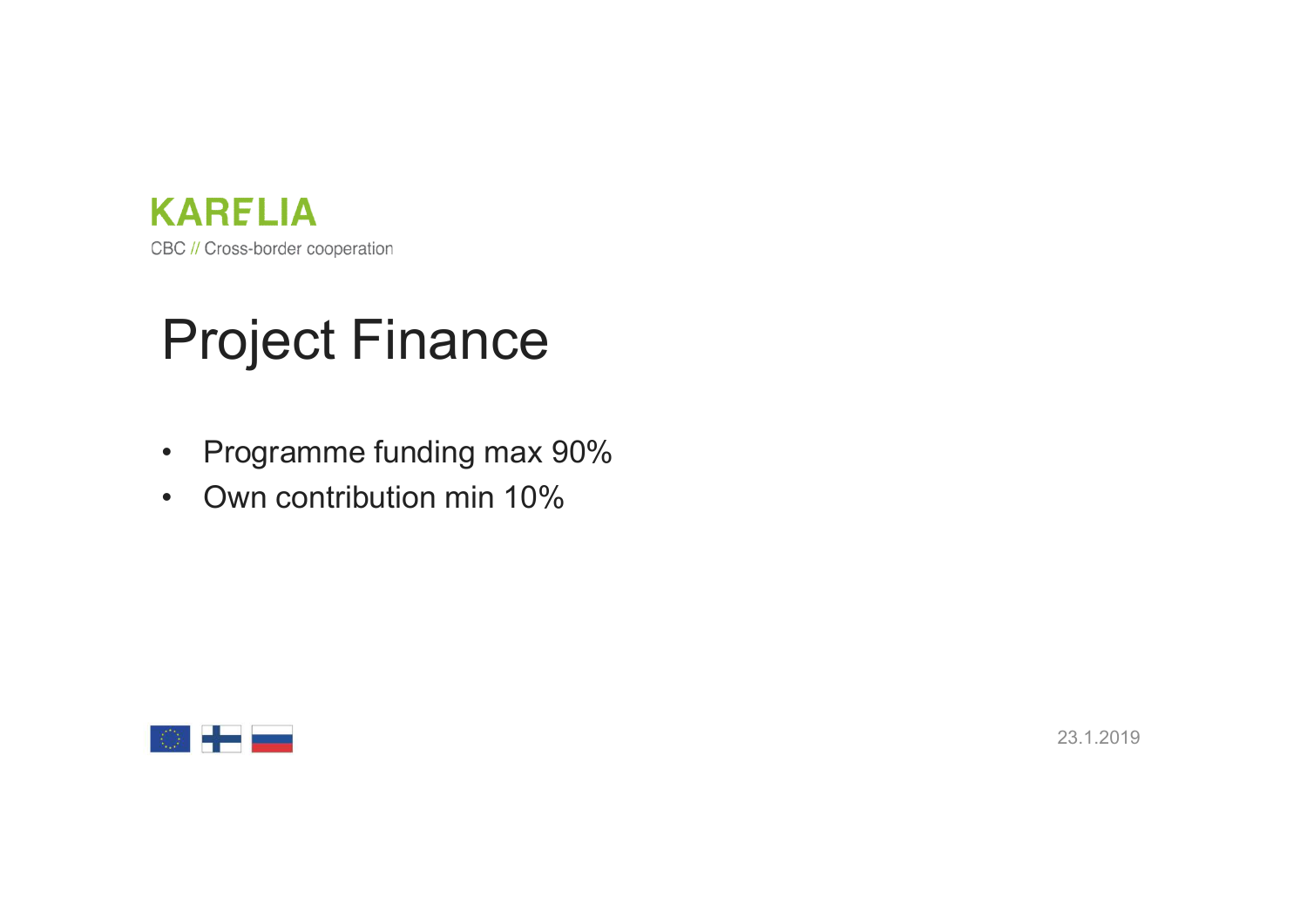KARELIA

CBC // Cross-border cooperation

# Project Finance

- Programme funding max 90%
- Own contribution min 10%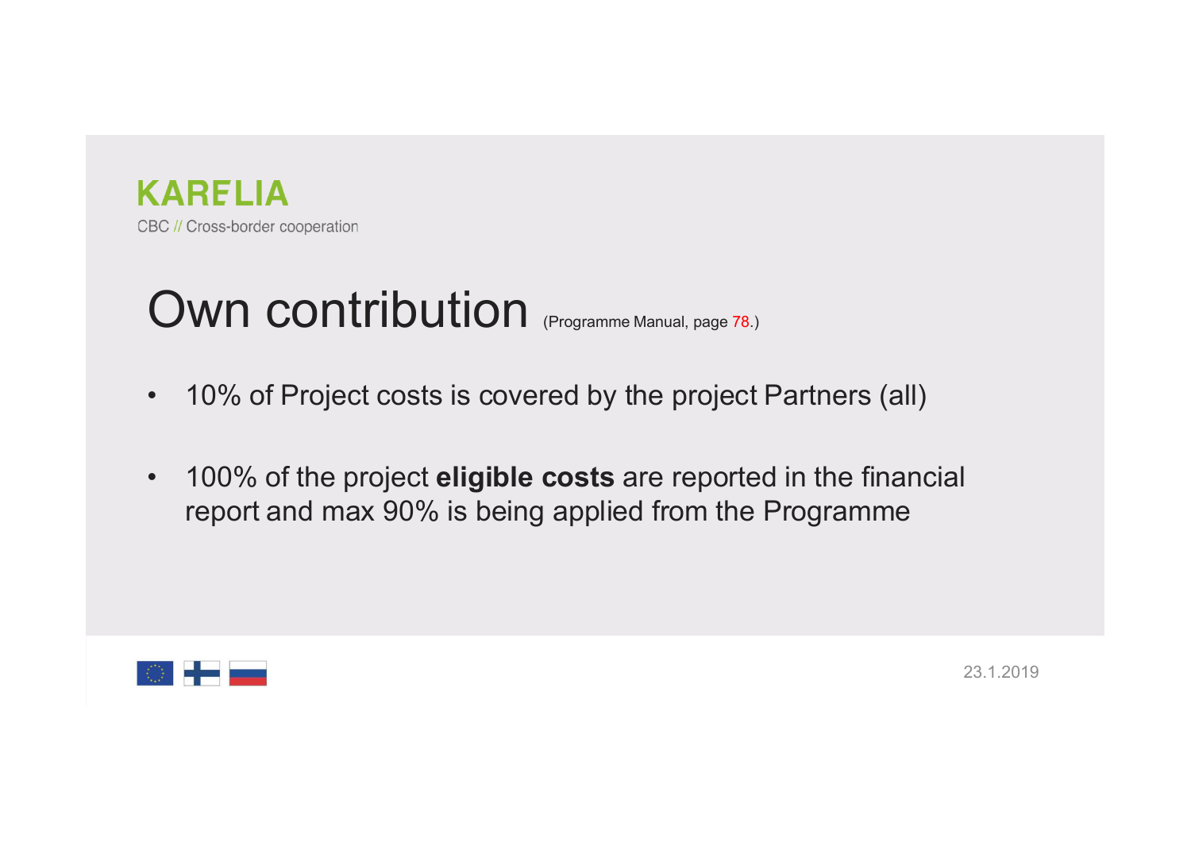# Own contribution (Programme Manual, page 78.)

- 10% of Project costs is covered by the project Partners (all)
- 100% of the project **eligible costs** are reported in the financial report and max 90% is being applied from the Programme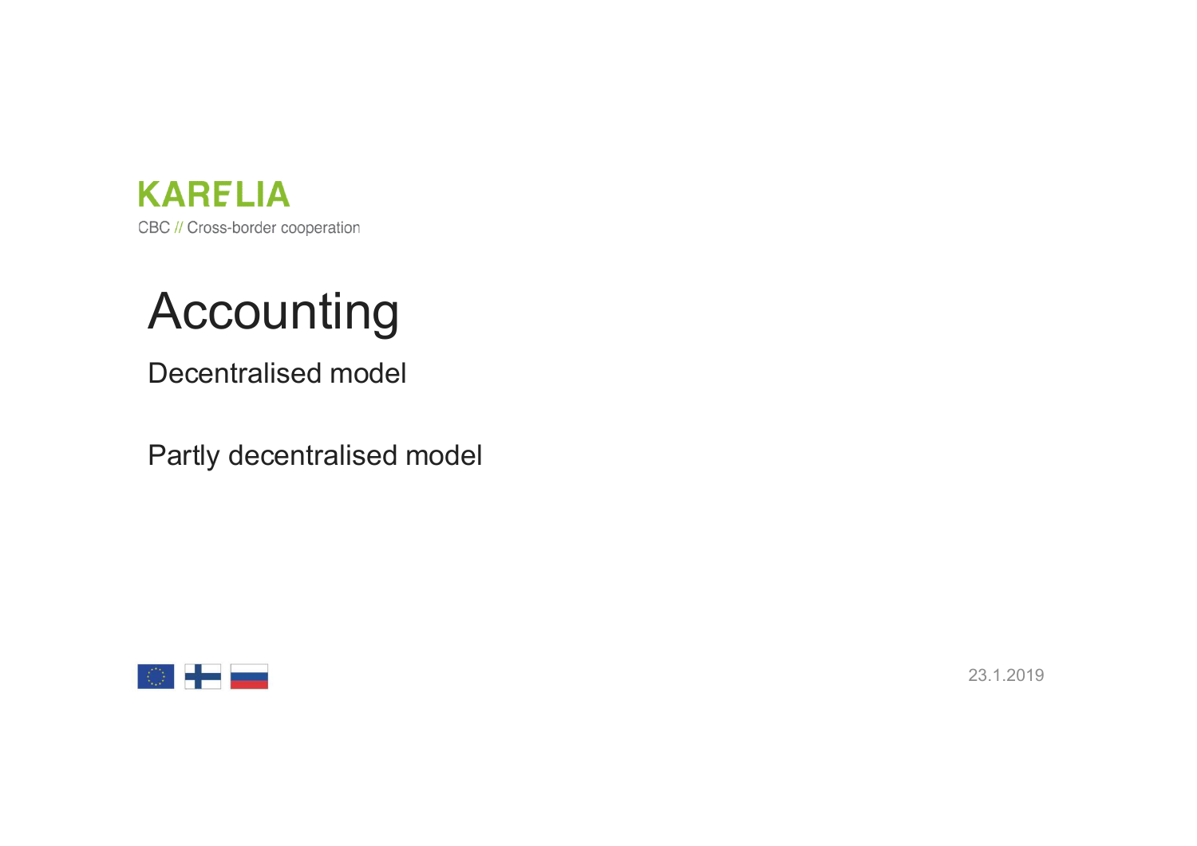KARELIA

CBC // Cross-border cooperation

# Accounting

Decentralised model

Partly decentralised model

23.1.2019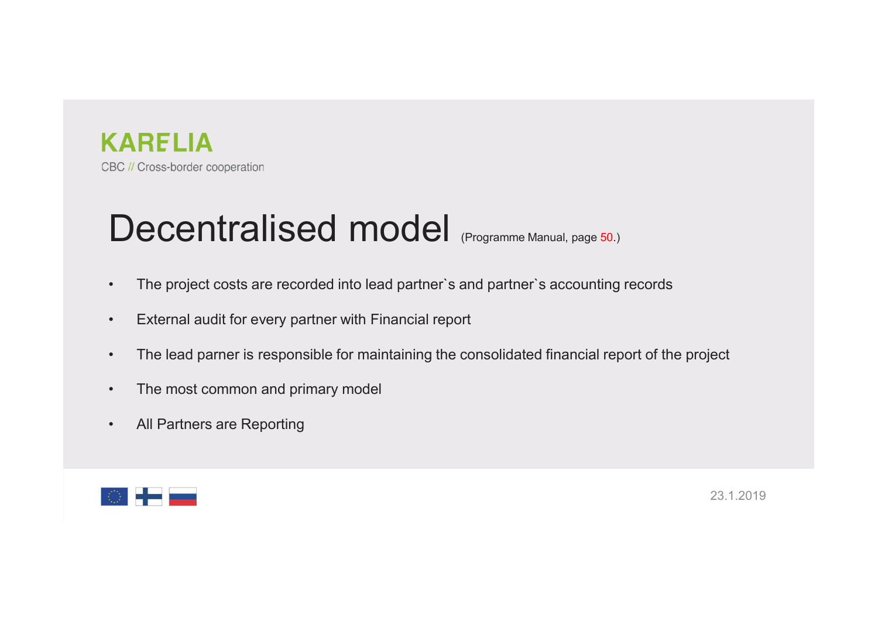KARELIA

CBC // Cross-border cooperation

# Decentralised model (Programme Manual, page 50.)

- The project costs are recorded into lead partner`s and partner`s accounting records
- External audit for every partner with Financial report
- The lead parner is responsible for maintaining the consolidated financial report of the project
- The most common and primary model
- All Partners are Reporting

23.1.2019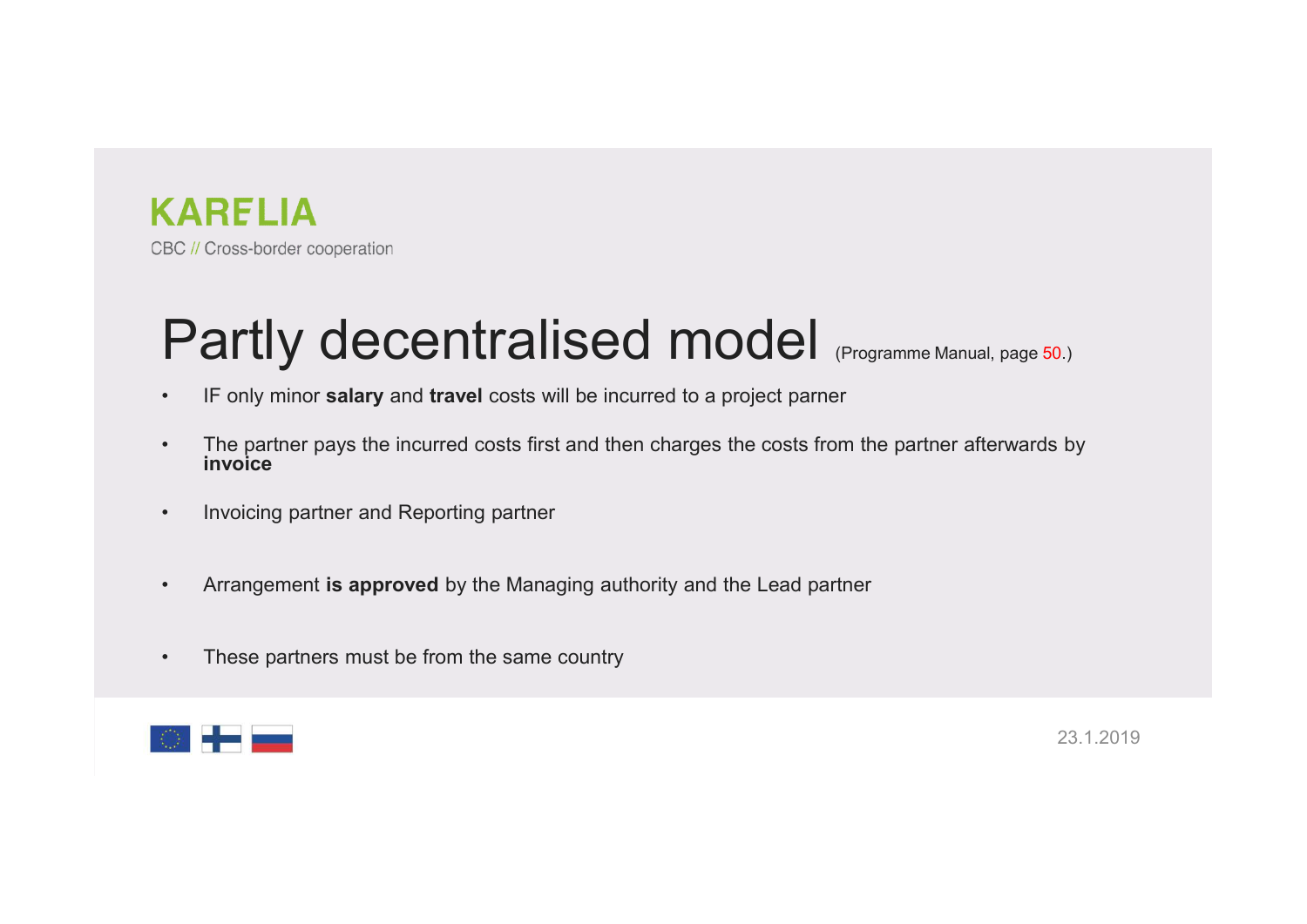# Partly decentralised model (Programme Manual, page 50.)

- IF only minor **salary** and **travel** costs will be incurred to a project parner
- The partner pays the incurred costs first and then charges the costs from the partner afterwards by **invoice**
- Invoicing partner and Reporting partner
- Arrangement **is approved** by the Managing authority and the Lead partner
- These partners must be from the same country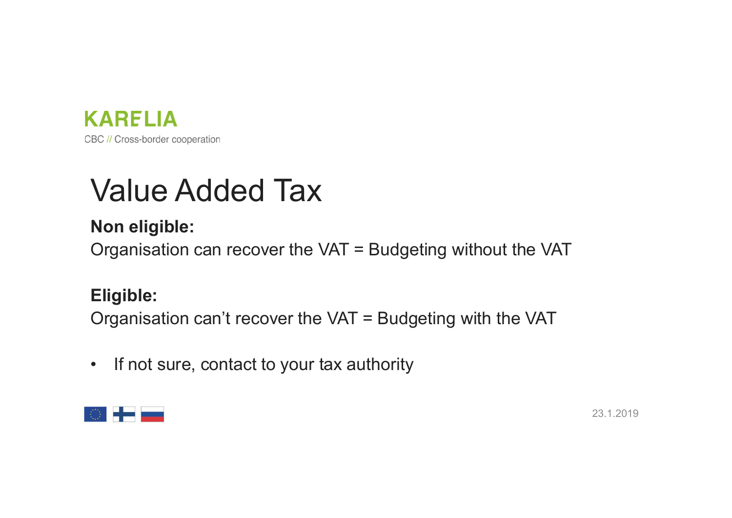# Value Added Tax

**Non eligible:**
Organisation can recover the VAT = Budgeting without the VAT

**Eligible:**
Organisation can't recover the VAT = Budgeting with the VAT

- If not sure, contact to your tax authority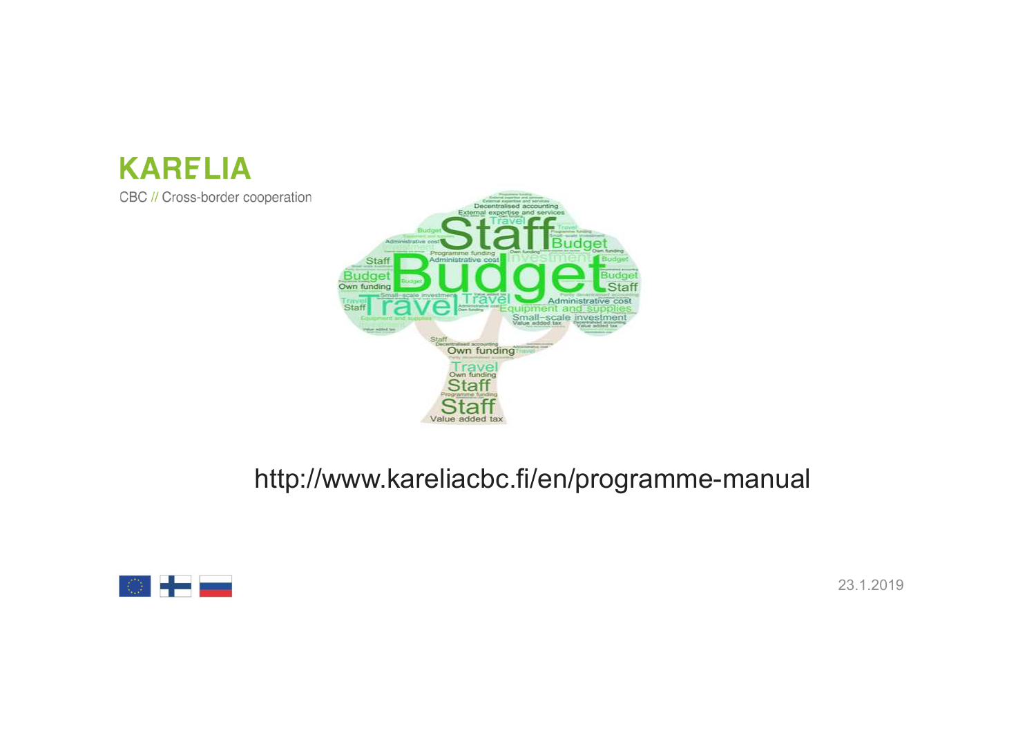KARELIA

CBC // Cross-border cooperation

http://www.kareliacbc.fi/en/programme-manual

23.1.2019